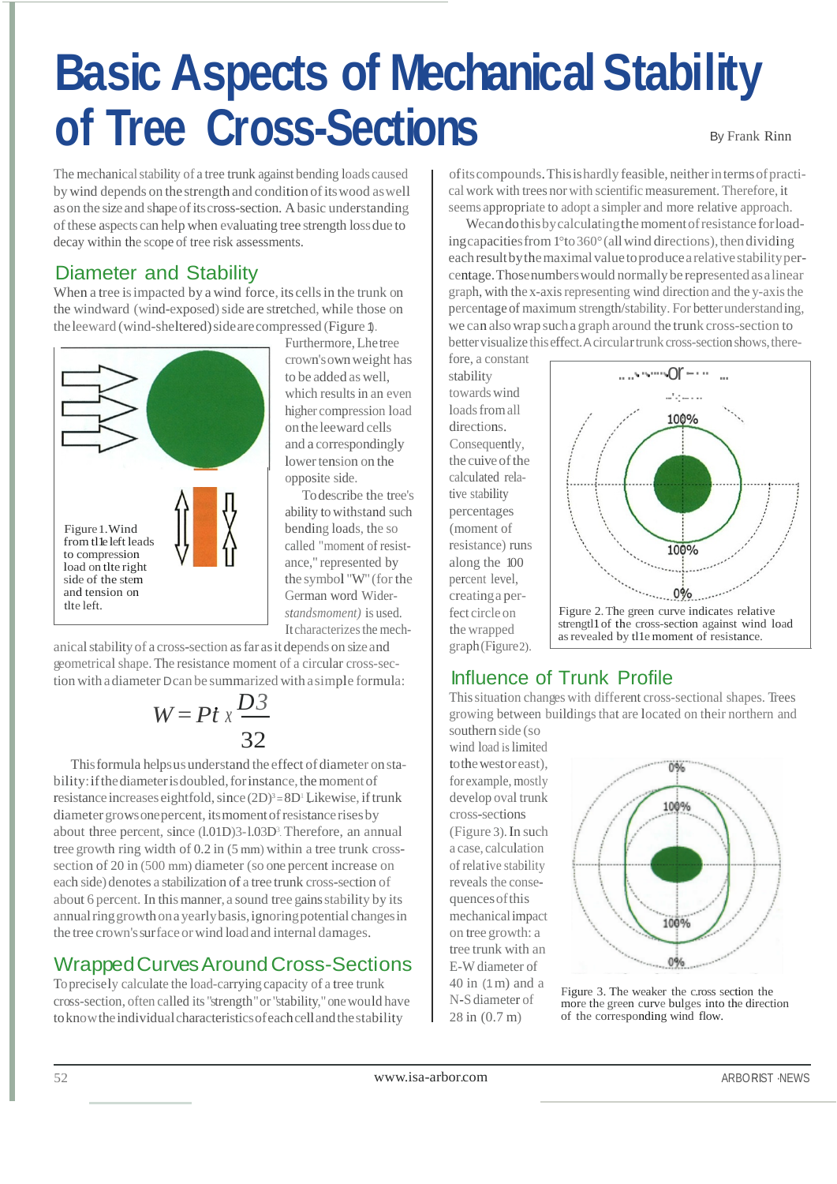# Basic Aspects of Mechanical Stability of Tree Cross-Sections

By Frank Rinn

The mechanical stability of a tree trunk against bending loads caused by wind depends on the strength and condition of its wood as well as on the size and shape of its cross-section. A basic understanding of these aspects can help when evaluating tree strength loss due to decay within the scope of tree risk assessments.

## Diameter and Stability

When a tree is impacted by a wind force, its cells in the trunk on the windward (wind-exposed) side are stretched, while those on the leeward (wind-sheltered) side are compressed (Figure 1).

Figure 1. Wind from the left leads to compression load on the right side of the stem and tension on the left.

Furthermore, the tree crown's own weight has to be added as well, which results in an even higher compression load on the leeward cells and a correspondingly lower tension on the opposite side.

To describe the tree's ability to withstand such bending loads, the so called "moment of resistance," represented by the symbol "W" (for the German word *Widerstandsmoment*) is used. It characterizes the mechanical stability of a cross-section as far as it depends on size and geometrical shape. The resistance moment of a circular cross-section with a diameter D can be summarized with a simple formula:

$$W = Pi \times \frac{D^3}{32}$$

This formula helps us understand the effect of diameter on stability: if the diameter is doubled, for instance, the moment of resistance increases eightfold, since $(2D)^3 = 8D^3$. Likewise, if trunk diameter grows one percent, its moment of resistance rises by about three percent, since $(1.01D)^3 \approx 1.03D^3$. Therefore, an annual tree growth ring width of 0.2 in (5 mm) within a tree trunk cross-section of 20 in (500 mm) diameter (so one percent increase on each side) denotes a stabilization of a tree trunk cross-section of about 6 percent. In this manner, a sound tree gains stability by its annual ring growth on a yearly basis, ignoring potential changes in the tree crown's surface or wind load and internal damages.

## Wrapped Curves Around Cross-Sections

To precisely calculate the load-carrying capacity of a tree trunk cross-section, often called its "strength" or "stability," one would have to know the individual characteristics of each cell and the stability of its compounds. This is hardly feasible, neither in terms of practical work with trees nor with scientific measurement. Therefore, it seems appropriate to adopt a simpler and more relative approach.

We can do this by calculating the moment of resistance for load-ing capacities from 1° to 360° (all wind directions), then dividing each result by the maximal value to produce a relative stability percentage. Those numbers would normally be represented as a linear graph, with the x-axis representing wind direction and the y-axis the percentage of maximum strength/stability. For better understanding, we can also wrap such a graph around the trunk cross-section to better visualize this effect. A circular trunk cross-section shows, therefore, a constant stability towards wind loads from all directions. Consequently, the curve of the calculated relative stability percentages (moment of resistance) runs along the 100 percent level, creating a perfect circle on the wrapped graph (Figure 2).

Figure 2. The green curve indicates relative strength of the cross-section against wind load as revealed by the moment of resistance.

## Influence of Trunk Profile

This situation changes with different cross-sectional shapes. Trees growing between buildings that are located on their northern and southern side (so wind load is limited to the west or east), for example, mostly develop oval trunk cross-sections (Figure 3). In such a case, calculation of relative stability reveals the consequences of this mechanical impact on tree growth: a tree trunk with an E-W diameter of 40 in (1 m) and a N-S diameter of 28 in (0.7 m)

Figure 3. The weaker the cross section the more the green curve bulges into the direction of the corresponding wind flow.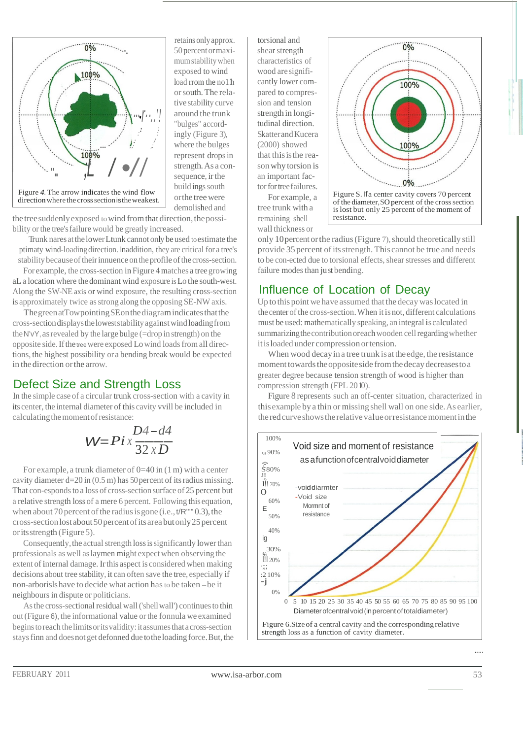retains only approx. 50 percent or maximum stability when exposed to wind load rrom the no1h or south. The relative stability curve around the trunk "bulges" accordingly (Figure 3), where the bulges represent drops in strength. As a consequence, ir the build ings south or the tree were demolished and the tree suddenly exposed to wind from that direction, the possibility or the tree's failure would be greatly increased.

Figure 4. The arrow indicates the wind flow direction where the cross section is the weakest.

Trunk nares at the lower Ltunk cannot only be used to estimate the ptimaty wind-loading direction. Inaddition, they are critical for a tree's stability because of their innuence on the profile of the cross-section.

For example, the cross-section in Figure 4 matches a tree growing aL a location where the dominant wind exposure is Lo the south-west. Along the SW-NE axis or wind exposure, the resulting cross-section is approximately twice as strong along the opposing SE-NW axis.

The green atTow pointing SE on the diagram indicates that the cross-section displays the lowest stability against wind loading from the N'vY, as revealed by the large bulge (=drop in strength) on the opposite side. If the tree were exposed Lo wind loads from all directions, the highest possibility or a bending break would be expected in the direction or the arrow.

## Defect Size and Strength Loss

In the simple case of a circular trunk cross-section with a cavity in its center, the internal diameter of this cavity vvill be included in calculating the moment of resistance:

$$W = Pi \times \frac{D4 - d4}{32 \times D}$$

For example, a trunk diameter of 0=40 in (1 m) with a center cavity diameter d=20 in (0.5 m) has 50 percent of its radius missing. That con-esponds to a loss of cross-section surface of 25 percent but a relative strength loss of a mere 6 percent. Following this equation, when about 70 percent of the radius is gone (i.e., t/R"" 0.3), the cross-section lost about 50 percent of its area but only 25 percent or its strength (Figure 5).

Consequently, the actual strength loss is significantly lower than professionals as well as laymen might expect when observing the extent of internal damage. Ir this aspect is considered when making decisions about tree stability, it can often save the tree, especially if non-arborisls have to decide what action has to be taken – be it neighbours in dispute or politicians.

As the cross-sectional residual wall ('shell wall') continues to thin out (Figure 6), the informational value or the fonnula we examined begins to reach the limits or its validity: it assumes that a cross-section stays finn and does not get defonned due to the loading force. But, the torsional and shear strength characteristics of wood are significantly lower compared to compression and tension strength in longitudinal direction. Skatter and Kucera (2000) showed that this is the reason why torsion is an important factor for tree failures.

Figure S. Ifa center cavity covers 70 percent of the diameter, SO percent of the cross section is lost but only 25 percent of the moment of resistance.

For example, a tree trunk with a remaining shell wall thickness or only 10 percent or the radius (Figure 7), should theoretically still provide 35 percent of its strength. This cannot be true and needs to be con-ected due to torsional effects, shear stresses and different failure modes than ju st bending.

## Influence of Location of Decay

Up to this point we have assumed that the decay was located in the center of the cross-section. When it is not, different calculations must be used: mathematically speaking, an integral is calculated summarizing the contribution oreach wooden cell regarding whether it is loaded under compression or tension.

When wood decay in a tree trunk is at the edge, the resistance moment towards the opposite side from the decay decreases to a greater degree because tension strength of wood is higher than compression strength (FPL 2010).

Figure 8 represents such an off-center situation, characterized in this example by a thin or missing shell wall on one side. As earlier, the red curve shows the relative value or resistance moment in the

Figure 6. Size of a central cavity and the corresponding relative strength loss as a function of cavity diameter.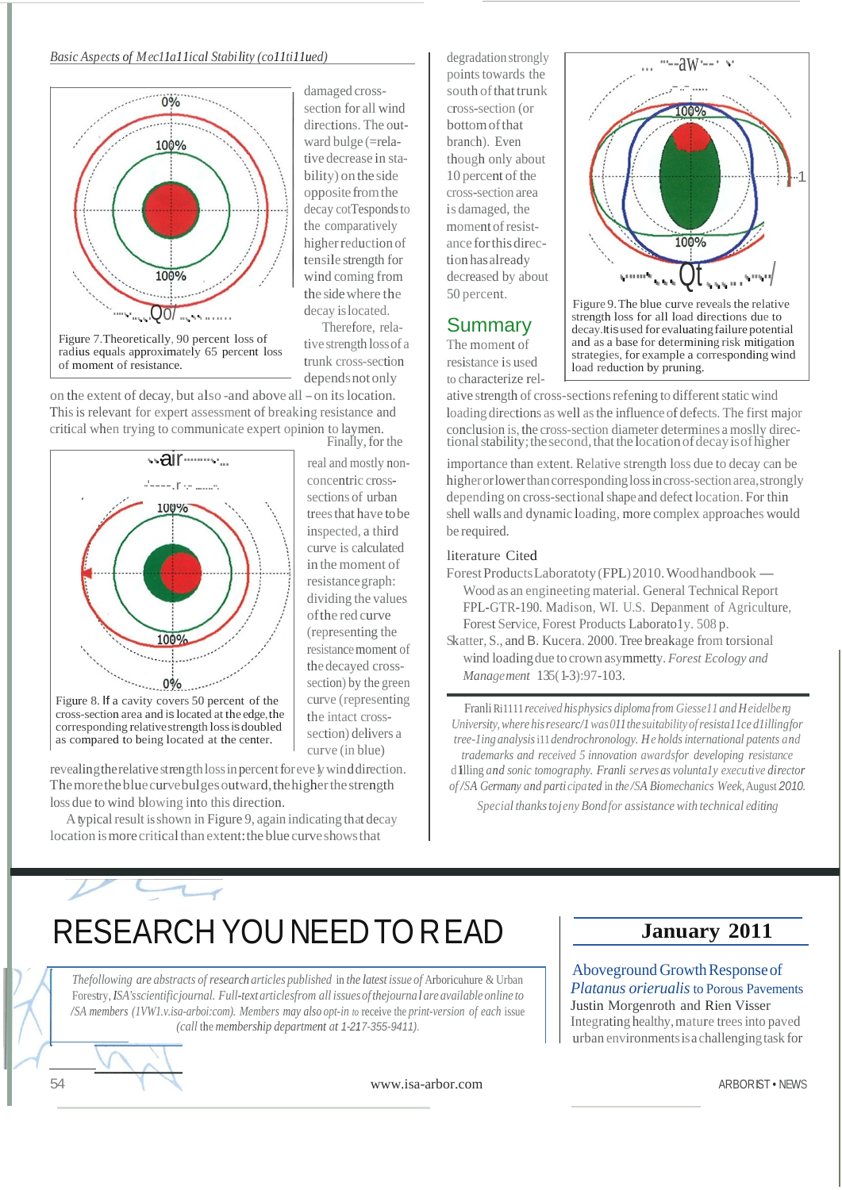damaged cross-section for all wind directions. The outward bulge (=relative decrease in stability) on the side opposite from the decay corresponds to the comparatively higher reduction of tensile strength for wind coming from the side where the decay is located.

0%

100%

100%

0%

Figure 7. Theoretically, 90 percent loss of radius equals approximately 65 percent loss of moment of resistance.

Therefore, relative strength loss of a trunk cross-section depends not only on the extent of decay, but also -and above all – on its location. This is relevant for expert assessment of breaking resistance and critical when trying to communicate expert opinion to laymen.

Finally, for the real and mostly non-concentric cross-sections of urban trees that have to be inspected, a third curve is calculated in the moment of resistance graph: dividing the values of the red curve (representing the resistance moment of the decayed cross-section) by the green curve (representing the intact cross-section) delivers a curve (in blue) revealing the relative strength loss in percent for every wind direction. The more the blue curve bulges outward, the higher the strength loss due to wind blowing into this direction.

100%

100%

0%

Figure 8. If a cavity covers 50 percent of the cross-section area and is located at the edge, the corresponding relative strength loss is doubled as compared to being located at the center.

A typical result is shown in Figure 9, again indicating that decay location is more critical than extent: the blue curve shows that degradation strongly points towards the south of that trunk cross-section (or bottom of that branch). Even though only about 10 percent of the cross-section area is damaged, the moment of resistance for this direction has already decreased by about 50 percent.

100%

1

100%

Figure 9. The blue curve reveals the relative strength loss for all load directions due to decay. It is used for evaluating failure potential and as a base for determining risk mitigation strategies, for example a corresponding wind load reduction by pruning.

## Summary

The moment of resistance is used to characterize relative strength of cross-sections referring to different static wind loading directions as well as the influence of defects. The first major conclusion is, the cross-section diameter determines a mostly directional stability; the second, that the location of decay is of higher importance than extent. Relative strength loss due to decay can be higher or lower than corresponding loss in cross-section area, strongly depending on cross-sectional shape and defect location. For thin shell walls and dynamic loading, more complex approaches would be required.

### Literature Cited

Forest Products Laboratory (FPL) 2010. Wood handbook — Wood as an engineering material. General Technical Report FPL-GTR-190. Madison, WI. U.S. Department of Agriculture, Forest Service, Forest Products Laboratory. 508 p.

Skatter, S., and B. Kucera. 2000. Tree breakage from torsional wind loading due to crown asymmetry. *Forest Ecology and Management* 135(1-3):97-103.

*Frank Rinn received his physics diploma from Giessen and Heidelberg University, where his research was on the suitability of resistance drilling for tree-ring analysis in dendrochronology. He holds international patents and trademarks and received 5 innovation awards for developing resistance drilling and sonic tomography. Frank serves as voluntary executive director of ISA Germany and participated in the ISA Biomechanics Week, August 2010.*

*Special thanks to Jeny Bond for assistance with technical editing*

# RESEARCH YOU NEED TO READ

*The following are abstracts of research articles published in the latest issue of Arboriculture & Urban Forestry, ISA's scientific journal. Full-text articles from all issues of the journal are available online to ISA members (www.isa-arbor.com). Members may also opt-in to receive the print-version of each issue (call the membership department at 1-217-355-9411).*

## January 2011

### Aboveground Growth Response of *Platanus orientalis* to Porous Pavements

Justin Morgenroth and Rien Visser

Integrating healthy, mature trees into paved urban environments is a challenging task for